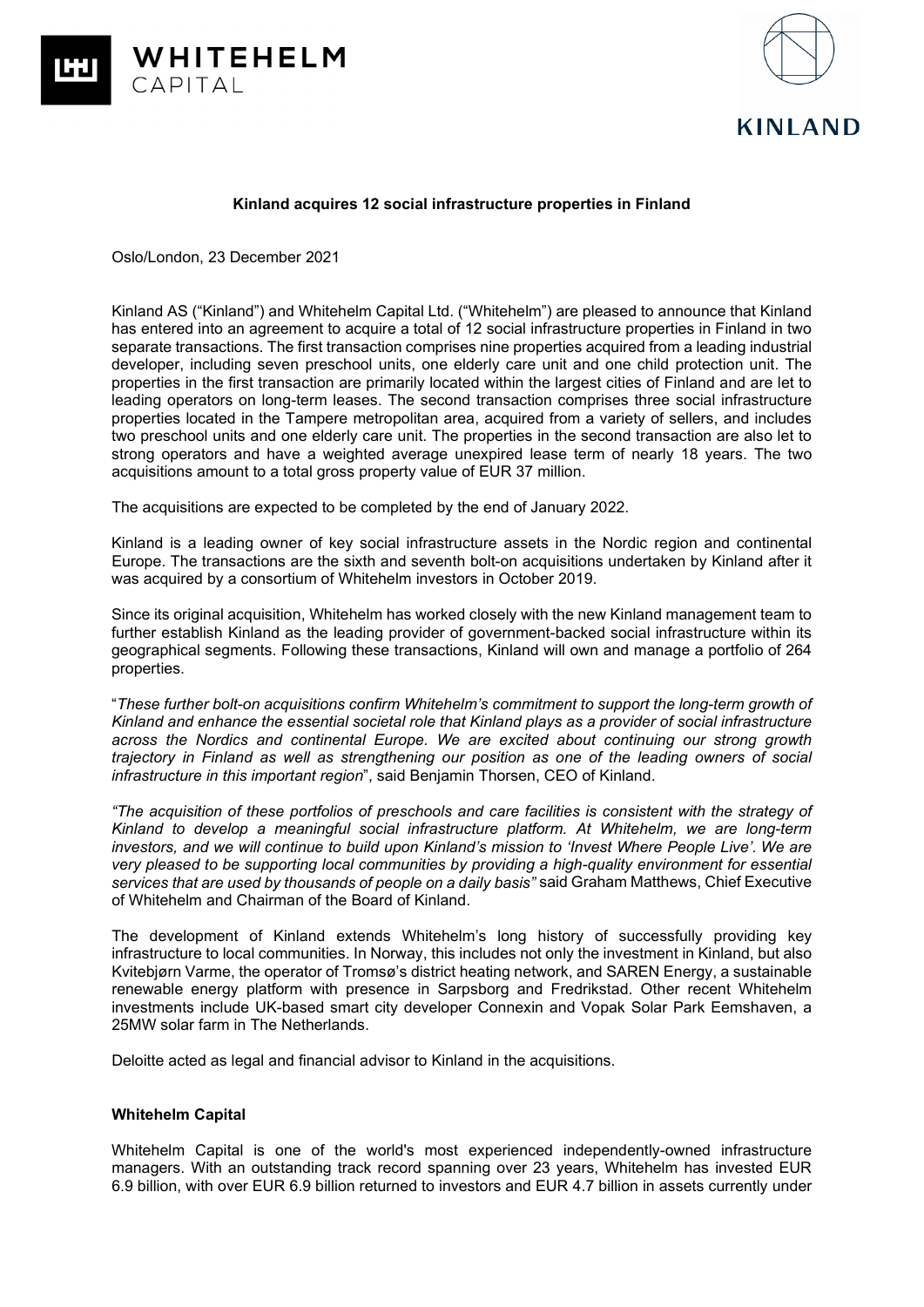**Kinland acquires 12 social infrastructure properties in Finland**

Oslo/London, 23 December 2021

Kinland AS ("Kinland") and Whitehelm Capital Ltd. ("Whitehelm") are pleased to announce that Kinland has entered into an agreement to acquire a total of 12 social infrastructure properties in Finland in two separate transactions. The first transaction comprises nine properties acquired from a leading industrial developer, including seven preschool units, one elderly care unit and one child protection unit. The properties in the first transaction are primarily located within the largest cities of Finland and are let to leading operators on long-term leases. The second transaction comprises three social infrastructure properties located in the Tampere metropolitan area, acquired from a variety of sellers, and includes two preschool units and one elderly care unit. The properties in the second transaction are also let to strong operators and have a weighted average unexpired lease term of nearly 18 years. The two acquisitions amount to a total gross property value of EUR 37 million.

The acquisitions are expected to be completed by the end of January 2022.

Kinland is a leading owner of key social infrastructure assets in the Nordic region and continental Europe. The transactions are the sixth and seventh bolt-on acquisitions undertaken by Kinland after it was acquired by a consortium of Whitehelm investors in October 2019.

Since its original acquisition, Whitehelm has worked closely with the new Kinland management team to further establish Kinland as the leading provider of government-backed social infrastructure within its geographical segments. Following these transactions, Kinland will own and manage a portfolio of 264 properties.

"*These further bolt-on acquisitions confirm Whitehelm's commitment to support the long-term growth of Kinland and enhance the essential societal role that Kinland plays as a provider of social infrastructure across the Nordics and continental Europe. We are excited about continuing our strong growth trajectory in Finland as well as strengthening our position as one of the leading owners of social infrastructure in this important region*", said Benjamin Thorsen, CEO of Kinland.

*"The acquisition of these portfolios of preschools and care facilities is consistent with the strategy of Kinland to develop a meaningful social infrastructure platform. At Whitehelm, we are long-term investors, and we will continue to build upon Kinland's mission to 'Invest Where People Live'. We are very pleased to be supporting local communities by providing a high-quality environment for essential services that are used by thousands of people on a daily basis"* said Graham Matthews, Chief Executive of Whitehelm and Chairman of the Board of Kinland.

The development of Kinland extends Whitehelm's long history of successfully providing key infrastructure to local communities. In Norway, this includes not only the investment in Kinland, but also Kvitebjørn Varme, the operator of Tromsø's district heating network, and SAREN Energy, a sustainable renewable energy platform with presence in Sarpsborg and Fredrikstad. Other recent Whitehelm investments include UK-based smart city developer Connexin and Vopak Solar Park Eemshaven, a 25MW solar farm in The Netherlands.

Deloitte acted as legal and financial advisor to Kinland in the acquisitions.

**Whitehelm Capital**

Whitehelm Capital is one of the world's most experienced independently-owned infrastructure managers. With an outstanding track record spanning over 23 years, Whitehelm has invested EUR 6.9 billion, with over EUR 6.9 billion returned to investors and EUR 4.7 billion in assets currently under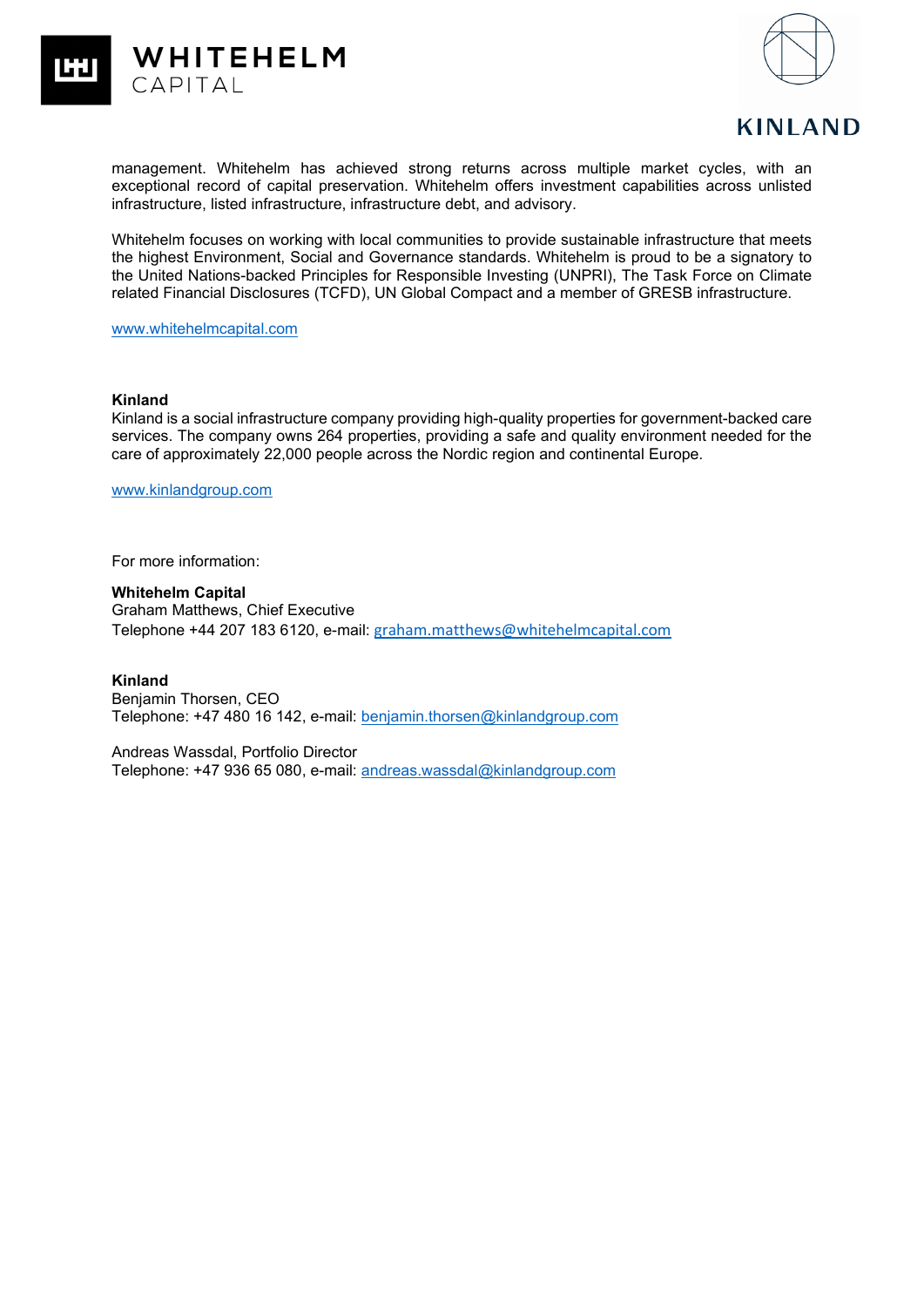management. Whitehelm has achieved strong returns across multiple market cycles, with an exceptional record of capital preservation. Whitehelm offers investment capabilities across unlisted infrastructure, listed infrastructure, infrastructure debt, and advisory.

Whitehelm focuses on working with local communities to provide sustainable infrastructure that meets the highest Environment, Social and Governance standards. Whitehelm is proud to be a signatory to the United Nations-backed Principles for Responsible Investing (UNPRI), The Task Force on Climate related Financial Disclosures (TCFD), UN Global Compact and a member of GRESB infrastructure.

www.whitehelmcapital.com

**Kinland**
Kinland is a social infrastructure company providing high-quality properties for government-backed care services. The company owns 264 properties, providing a safe and quality environment needed for the care of approximately 22,000 people across the Nordic region and continental Europe.

www.kinlandgroup.com

For more information:

**Whitehelm Capital**
Graham Matthews, Chief Executive
Telephone +44 207 183 6120, e-mail: graham.matthews@whitehelmcapital.com

**Kinland**
Benjamin Thorsen, CEO
Telephone: +47 480 16 142, e-mail: benjamin.thorsen@kinlandgroup.com

Andreas Wassdal, Portfolio Director
Telephone: +47 936 65 080, e-mail: andreas.wassdal@kinlandgroup.com